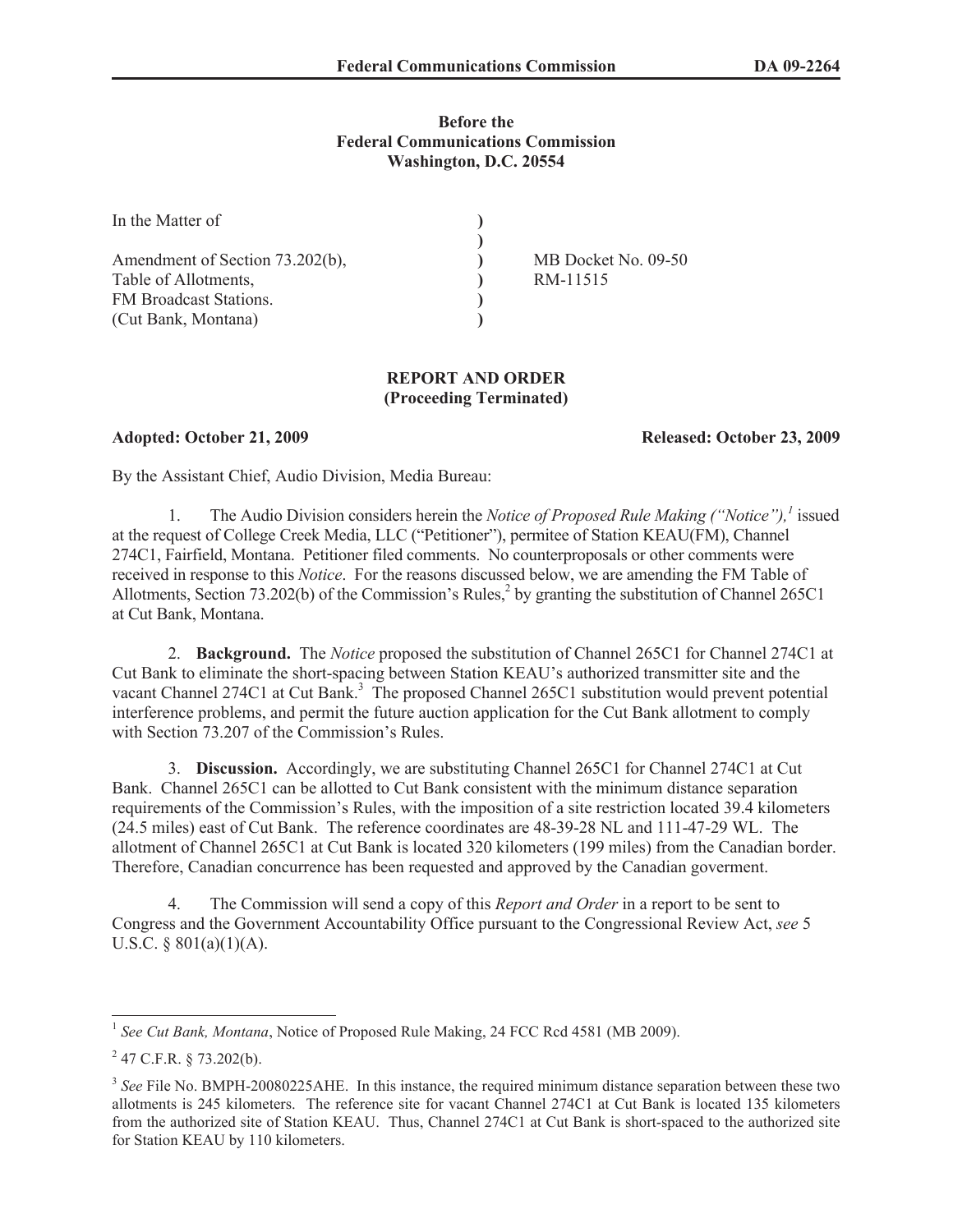**Before the**
**Federal Communications Commission**
**Washington, D.C. 20554**

| | | |
|---|---|---|
| In the Matter of | ) | |
| | ) | |
| Amendment of Section 73.202(b), | ) | MB Docket No. 09-50 |
| Table of Allotments, | ) | RM-11515 |
| FM Broadcast Stations. | ) | |
| (Cut Bank, Montana) | ) | |

**REPORT AND ORDER**
**(Proceeding Terminated)**

**Adopted: October 21, 2009** **Released: October 23, 2009**

By the Assistant Chief, Audio Division, Media Bureau:

1. The Audio Division considers herein the *Notice of Proposed Rule Making ("Notice"),*[1] issued at the request of College Creek Media, LLC ("Petitioner"), permitee of Station KEAU(FM), Channel 274C1, Fairfield, Montana. Petitioner filed comments. No counterproposals or other comments were received in response to this *Notice*. For the reasons discussed below, we are amending the FM Table of Allotments, Section 73.202(b) of the Commission's Rules,[2] by granting the substitution of Channel 265C1 at Cut Bank, Montana.

2. **Background.** The *Notice* proposed the substitution of Channel 265C1 for Channel 274C1 at Cut Bank to eliminate the short-spacing between Station KEAU's authorized transmitter site and the vacant Channel 274C1 at Cut Bank.[3] The proposed Channel 265C1 substitution would prevent potential interference problems, and permit the future auction application for the Cut Bank allotment to comply with Section 73.207 of the Commission's Rules.

3. **Discussion.** Accordingly, we are substituting Channel 265C1 for Channel 274C1 at Cut Bank. Channel 265C1 can be allotted to Cut Bank consistent with the minimum distance separation requirements of the Commission's Rules, with the imposition of a site restriction located 39.4 kilometers (24.5 miles) east of Cut Bank. The reference coordinates are 48-39-28 NL and 111-47-29 WL. The allotment of Channel 265C1 at Cut Bank is located 320 kilometers (199 miles) from the Canadian border. Therefore, Canadian concurrence has been requested and approved by the Canadian goverment.

4. The Commission will send a copy of this *Report and Order* in a report to be sent to Congress and the Government Accountability Office pursuant to the Congressional Review Act, *see* 5 U.S.C. § 801(a)(1)(A).

---

[1] *See Cut Bank, Montana*, Notice of Proposed Rule Making, 24 FCC Rcd 4581 (MB 2009).

[2] 47 C.F.R. § 73.202(b).

[3] *See* File No. BMPH-20080225AHE. In this instance, the required minimum distance separation between these two allotments is 245 kilometers. The reference site for vacant Channel 274C1 at Cut Bank is located 135 kilometers from the authorized site of Station KEAU. Thus, Channel 274C1 at Cut Bank is short-spaced to the authorized site for Station KEAU by 110 kilometers.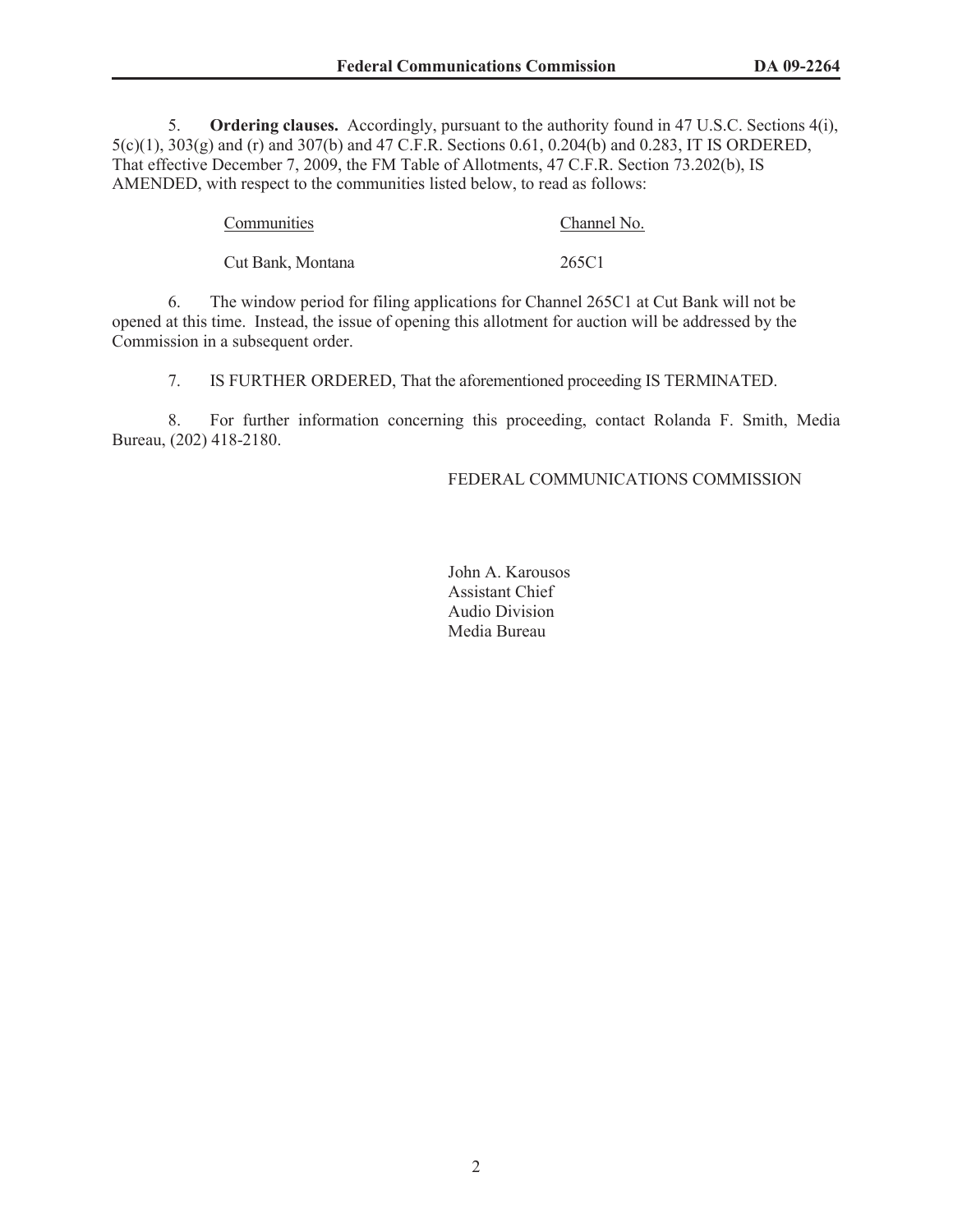5. **Ordering clauses.** Accordingly, pursuant to the authority found in 47 U.S.C. Sections 4(i), 5(c)(1), 303(g) and (r) and 307(b) and 47 C.F.R. Sections 0.61, 0.204(b) and 0.283, IT IS ORDERED, That effective December 7, 2009, the FM Table of Allotments, 47 C.F.R. Section 73.202(b), IS AMENDED, with respect to the communities listed below, to read as follows:

| Communities | Channel No. |
|---|---|
| Cut Bank, Montana | 265C1 |

6. The window period for filing applications for Channel 265C1 at Cut Bank will not be opened at this time. Instead, the issue of opening this allotment for auction will be addressed by the Commission in a subsequent order.

7. IS FURTHER ORDERED, That the aforementioned proceeding IS TERMINATED.

8. For further information concerning this proceeding, contact Rolanda F. Smith, Media Bureau, (202) 418-2180.

FEDERAL COMMUNICATIONS COMMISSION

John A. Karousos
Assistant Chief
Audio Division
Media Bureau